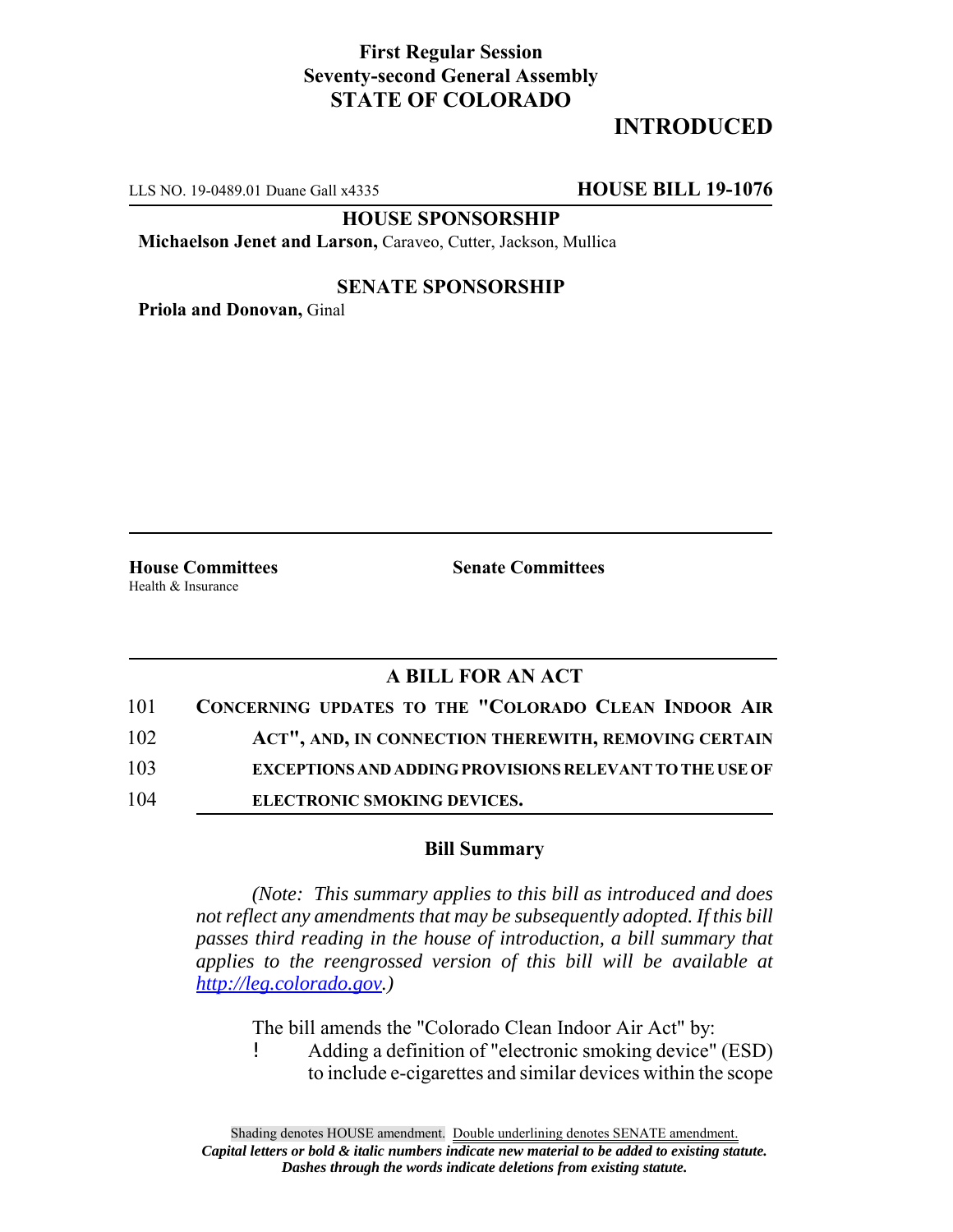**First Regular Session**
**Seventy-second General Assembly**
**STATE OF COLORADO**

**INTRODUCED**

LLS NO. 19-0489.01 Duane Gall x4335 **HOUSE BILL 19-1076**

**HOUSE SPONSORSHIP**

**Michaelson Jenet and Larson,** Caraveo, Cutter, Jackson, Mullica

**SENATE SPONSORSHIP**

**Priola and Donovan,** Ginal

**House Committees**
Health & Insurance

**Senate Committees**

## A BILL FOR AN ACT

101 **CONCERNING UPDATES TO THE "COLORADO CLEAN INDOOR AIR**
102 **ACT", AND, IN CONNECTION THEREWITH, REMOVING CERTAIN**
103 **EXCEPTIONS AND ADDING PROVISIONS RELEVANT TO THE USE OF**
104 **ELECTRONIC SMOKING DEVICES.**

### Bill Summary

*(Note: This summary applies to this bill as introduced and does not reflect any amendments that may be subsequently adopted. If this bill passes third reading in the house of introduction, a bill summary that applies to the reengrossed version of this bill will be available at http://leg.colorado.gov.)*

The bill amends the "Colorado Clean Indoor Air Act" by:

- Adding a definition of "electronic smoking device" (ESD) to include e-cigarettes and similar devices within the scope

Shading denotes HOUSE amendment. Double underlining denotes SENATE amendment.
*Capital letters or bold & italic numbers indicate new material to be added to existing statute.*
*Dashes through the words indicate deletions from existing statute.*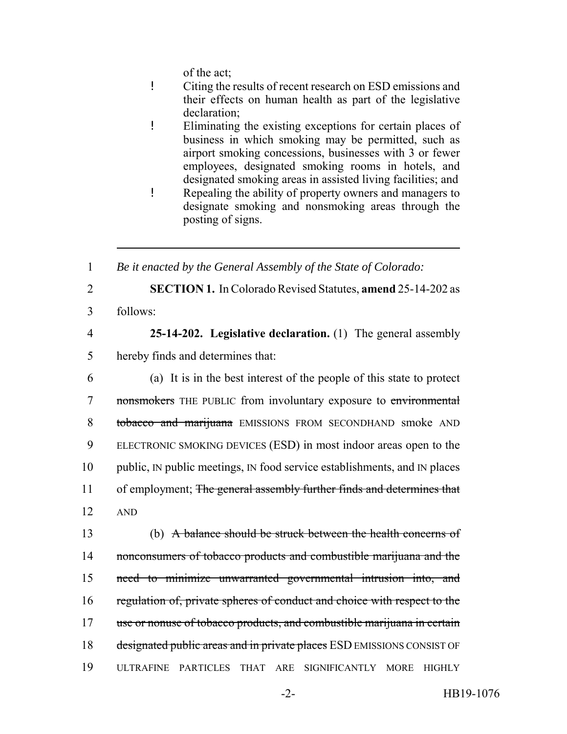of the act;

- Citing the results of recent research on ESD emissions and their effects on human health as part of the legislative declaration;
- Eliminating the existing exceptions for certain places of business in which smoking may be permitted, such as airport smoking concessions, businesses with 3 or fewer employees, designated smoking rooms in hotels, and designated smoking areas in assisted living facilities; and
- Repealing the ability of property owners and managers to designate smoking and nonsmoking areas through the posting of signs.

---

1 *Be it enacted by the General Assembly of the State of Colorado:*

2 **SECTION 1.** In Colorado Revised Statutes, **amend** 25-14-202 as
3 follows:

4 **25-14-202. Legislative declaration.** (1) The general assembly
5 hereby finds and determines that:

6 (a) It is in the best interest of the people of this state to protect
7 ~~nonsmokers~~ THE PUBLIC from involuntary exposure to ~~environmental~~
8 ~~tobacco and marijuana~~ EMISSIONS FROM SECONDHAND smoke AND
9 ELECTRONIC SMOKING DEVICES (ESD) in most indoor areas open to the
10 public, IN public meetings, IN food service establishments, and IN places
11 of employment; ~~The general assembly further finds and determines that~~
12 AND

13 (b) ~~A balance should be struck between the health concerns of~~
14 ~~nonconsumers of tobacco products and combustible marijuana and the~~
15 ~~need to minimize unwarranted governmental intrusion into, and~~
16 ~~regulation of, private spheres of conduct and choice with respect to the~~
17 ~~use or nonuse of tobacco products, and combustible marijuana in certain~~
18 ~~designated public areas and in private places~~ ESD EMISSIONS CONSIST OF
19 ULTRAFINE PARTICLES THAT ARE SIGNIFICANTLY MORE HIGHLY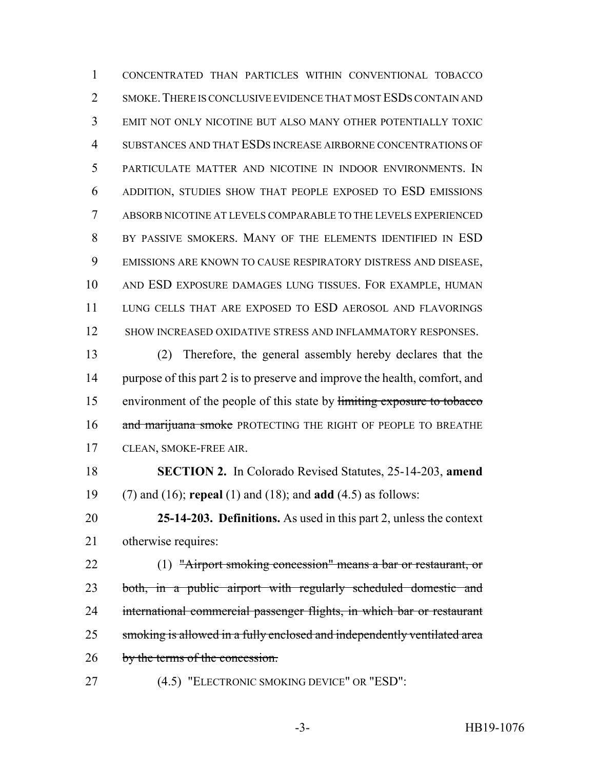CONCENTRATED THAN PARTICLES WITHIN CONVENTIONAL TOBACCO SMOKE. THERE IS CONCLUSIVE EVIDENCE THAT MOST ESDS CONTAIN AND EMIT NOT ONLY NICOTINE BUT ALSO MANY OTHER POTENTIALLY TOXIC SUBSTANCES AND THAT ESDS INCREASE AIRBORNE CONCENTRATIONS OF PARTICULATE MATTER AND NICOTINE IN INDOOR ENVIRONMENTS. IN ADDITION, STUDIES SHOW THAT PEOPLE EXPOSED TO ESD EMISSIONS ABSORB NICOTINE AT LEVELS COMPARABLE TO THE LEVELS EXPERIENCED BY PASSIVE SMOKERS. MANY OF THE ELEMENTS IDENTIFIED IN ESD EMISSIONS ARE KNOWN TO CAUSE RESPIRATORY DISTRESS AND DISEASE, AND ESD EXPOSURE DAMAGES LUNG TISSUES. FOR EXAMPLE, HUMAN LUNG CELLS THAT ARE EXPOSED TO ESD AEROSOL AND FLAVORINGS SHOW INCREASED OXIDATIVE STRESS AND INFLAMMATORY RESPONSES.

(2) Therefore, the general assembly hereby declares that the purpose of this part 2 is to preserve and improve the health, comfort, and environment of the people of this state by ~~limiting exposure to tobacco and marijuana smoke~~ PROTECTING THE RIGHT OF PEOPLE TO BREATHE CLEAN, SMOKE-FREE AIR.

**SECTION 2.** In Colorado Revised Statutes, 25-14-203, **amend** (7) and (16); **repeal** (1) and (18); and **add** (4.5) as follows:

**25-14-203. Definitions.** As used in this part 2, unless the context otherwise requires:

(1) ~~"Airport smoking concession" means a bar or restaurant, or both, in a public airport with regularly scheduled domestic and international commercial passenger flights, in which bar or restaurant smoking is allowed in a fully enclosed and independently ventilated area by the terms of the concession.~~

(4.5) "ELECTRONIC SMOKING DEVICE" OR "ESD":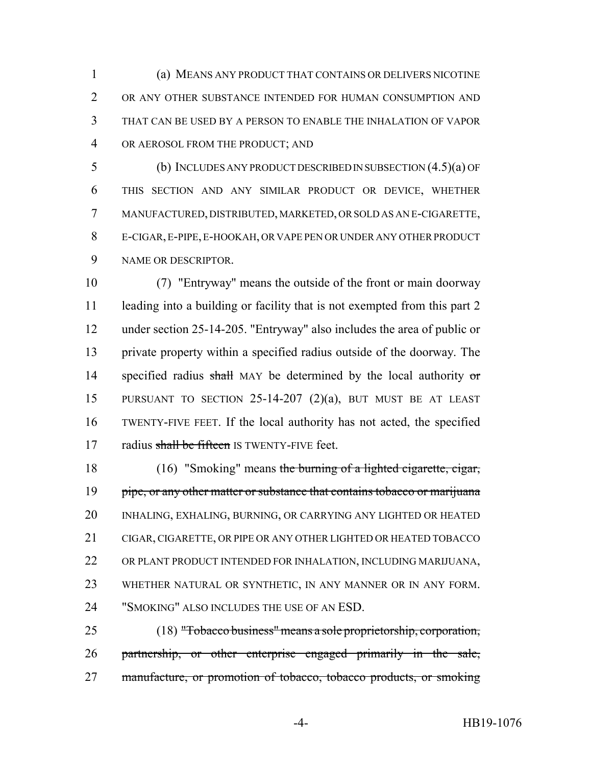(a) MEANS ANY PRODUCT THAT CONTAINS OR DELIVERS NICOTINE OR ANY OTHER SUBSTANCE INTENDED FOR HUMAN CONSUMPTION AND THAT CAN BE USED BY A PERSON TO ENABLE THE INHALATION OF VAPOR OR AEROSOL FROM THE PRODUCT; AND

(b) INCLUDES ANY PRODUCT DESCRIBED IN SUBSECTION (4.5)(a) OF THIS SECTION AND ANY SIMILAR PRODUCT OR DEVICE, WHETHER MANUFACTURED, DISTRIBUTED, MARKETED, OR SOLD AS AN E-CIGARETTE, E-CIGAR, E-PIPE, E-HOOKAH, OR VAPE PEN OR UNDER ANY OTHER PRODUCT NAME OR DESCRIPTOR.

(7) "Entryway" means the outside of the front or main doorway leading into a building or facility that is not exempted from this part 2 under section 25-14-205. "Entryway" also includes the area of public or private property within a specified radius outside of the doorway. The specified radius ~~shall~~ MAY be determined by the local authority ~~or~~ PURSUANT TO SECTION 25-14-207 (2)(a), BUT MUST BE AT LEAST TWENTY-FIVE FEET. If the local authority has not acted, the specified radius ~~shall be fifteen~~ IS TWENTY-FIVE feet.

(16) "Smoking" means ~~the burning of a lighted cigarette, cigar, pipe, or any other matter or substance that contains tobacco or marijuana~~ INHALING, EXHALING, BURNING, OR CARRYING ANY LIGHTED OR HEATED CIGAR, CIGARETTE, OR PIPE OR ANY OTHER LIGHTED OR HEATED TOBACCO OR PLANT PRODUCT INTENDED FOR INHALATION, INCLUDING MARIJUANA, WHETHER NATURAL OR SYNTHETIC, IN ANY MANNER OR IN ANY FORM. "SMOKING" ALSO INCLUDES THE USE OF AN ESD.

(18) ~~"Tobacco business" means a sole proprietorship, corporation, partnership, or other enterprise engaged primarily in the sale, manufacture, or promotion of tobacco, tobacco products, or smoking~~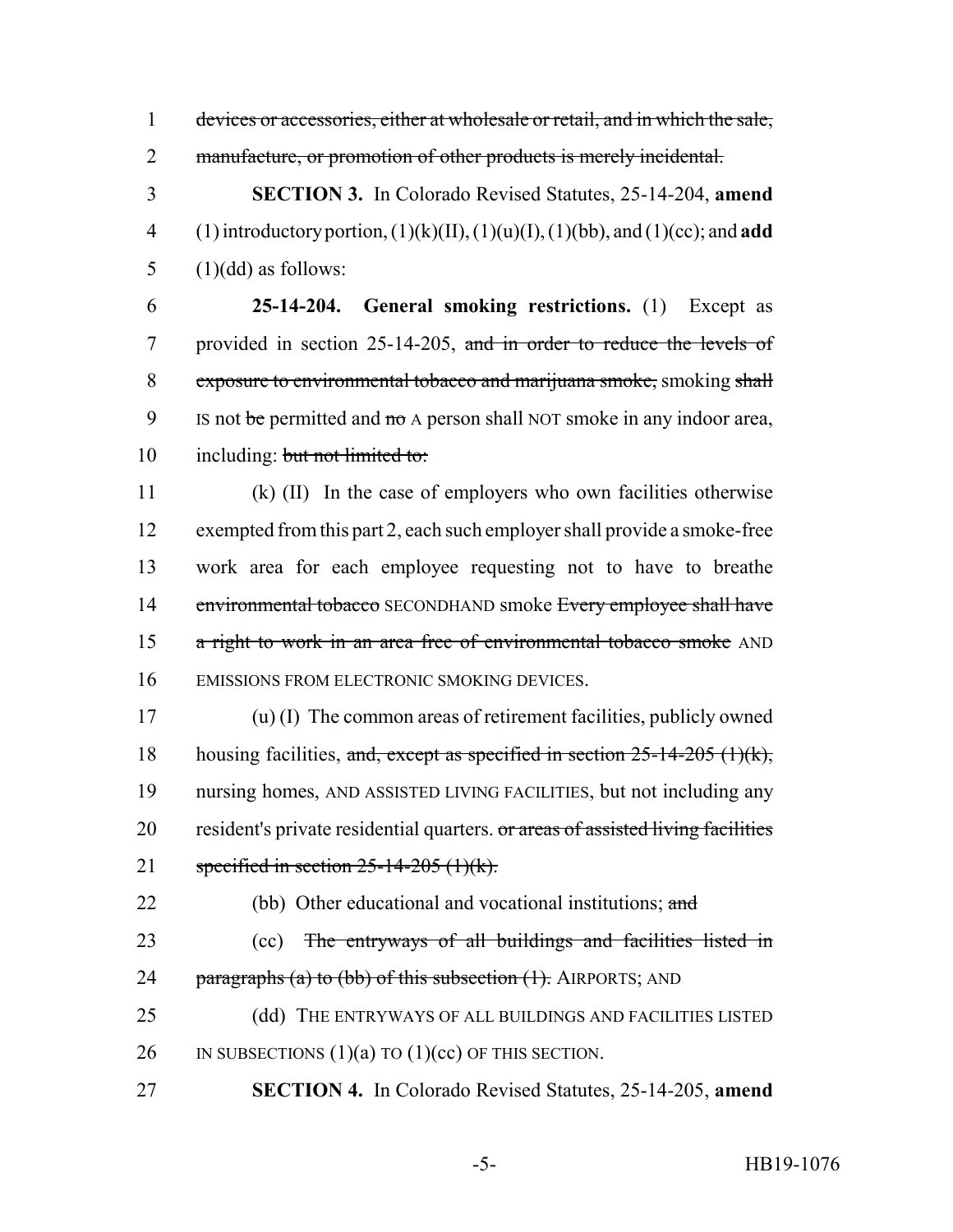devices or accessories, either at wholesale or retail, and in which the sale, manufacture, or promotion of other products is merely incidental.

**SECTION 3.** In Colorado Revised Statutes, 25-14-204, **amend** (1) introductory portion, (1)(k)(II), (1)(u)(I), (1)(bb), and (1)(cc); and **add** (1)(dd) as follows:

**25-14-204. General smoking restrictions.** (1) Except as provided in section 25-14-205, and in order to reduce the levels of exposure to environmental tobacco and marijuana smoke, smoking shall IS not be permitted and no A person shall NOT smoke in any indoor area, including: but not limited to:

(k) (II) In the case of employers who own facilities otherwise exempted from this part 2, each such employer shall provide a smoke-free work area for each employee requesting not to have to breathe environmental tobacco SECONDHAND smoke Every employee shall have a right to work in an area free of environmental tobacco smoke AND EMISSIONS FROM ELECTRONIC SMOKING DEVICES.

(u) (I) The common areas of retirement facilities, publicly owned housing facilities, and, except as specified in section 25-14-205 (1)(k), nursing homes, AND ASSISTED LIVING FACILITIES, but not including any resident's private residential quarters. or areas of assisted living facilities specified in section 25-14-205 (1)(k).

(bb) Other educational and vocational institutions; and

(cc) The entryways of all buildings and facilities listed in paragraphs (a) to (bb) of this subsection (1). AIRPORTS; AND

(dd) THE ENTRYWAYS OF ALL BUILDINGS AND FACILITIES LISTED IN SUBSECTIONS (1)(a) TO (1)(cc) OF THIS SECTION.

**SECTION 4.** In Colorado Revised Statutes, 25-14-205, **amend**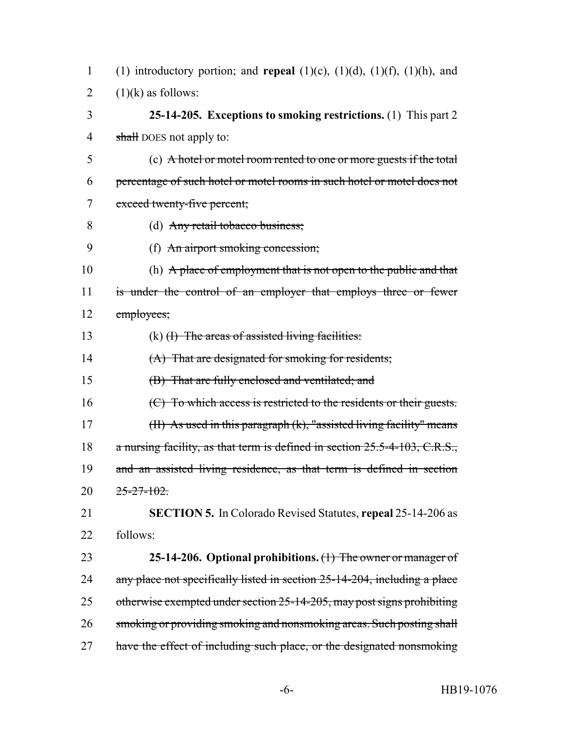(1) introductory portion; and **repeal** (1)(c), (1)(d), (1)(f), (1)(h), and (1)(k) as follows:

**25-14-205. Exceptions to smoking restrictions.** (1) This part 2 ~~shall~~ DOES not apply to:

(c) ~~A hotel or motel room rented to one or more guests if the total percentage of such hotel or motel rooms in such hotel or motel does not exceed twenty-five percent;~~

(d) ~~Any retail tobacco business;~~

(f) ~~An airport smoking concession;~~

(h) ~~A place of employment that is not open to the public and that is under the control of an employer that employs three or fewer employees;~~

(k) ~~(I) The areas of assisted living facilities:~~

~~(A) That are designated for smoking for residents;~~

~~(B) That are fully enclosed and ventilated; and~~

~~(C) To which access is restricted to the residents or their guests.~~

~~(II) As used in this paragraph (k), "assisted living facility" means a nursing facility, as that term is defined in section 25.5-4-103, C.R.S., and an assisted living residence, as that term is defined in section 25-27-102.~~

**SECTION 5.** In Colorado Revised Statutes, **repeal** 25-14-206 as follows:

**25-14-206. Optional prohibitions.** ~~(1) The owner or manager of any place not specifically listed in section 25-14-204, including a place otherwise exempted under section 25-14-205, may post signs prohibiting smoking or providing smoking and nonsmoking areas. Such posting shall have the effect of including such place, or the designated nonsmoking~~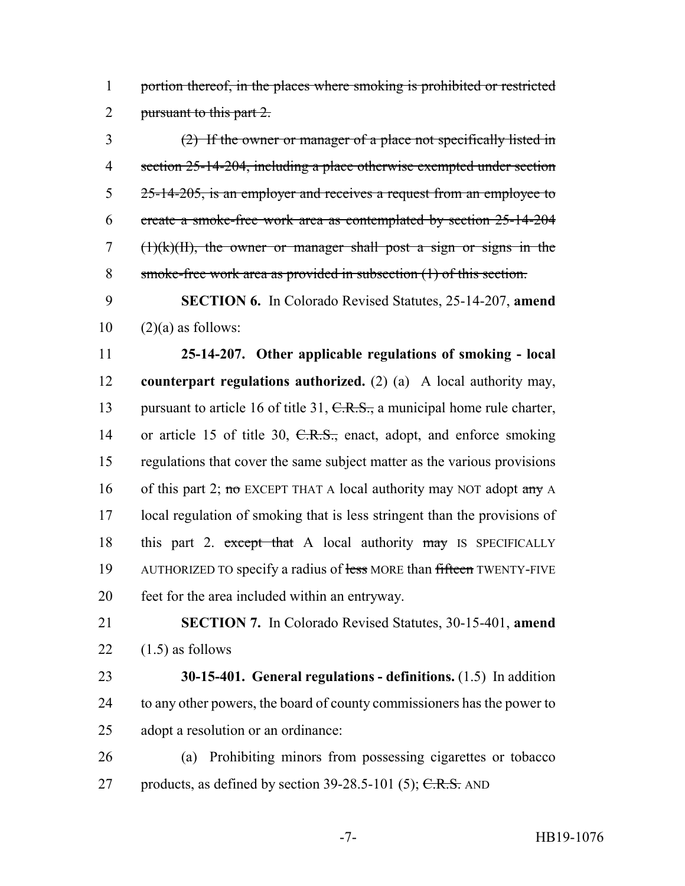~~portion thereof, in the places where smoking is prohibited or restricted pursuant to this part 2.~~

~~(2) If the owner or manager of a place not specifically listed in section 25-14-204, including a place otherwise exempted under section 25-14-205, is an employer and receives a request from an employee to create a smoke-free work area as contemplated by section 25-14-204 (1)(k)(II), the owner or manager shall post a sign or signs in the smoke-free work area as provided in subsection (1) of this section.~~

**SECTION 6.** In Colorado Revised Statutes, 25-14-207, **amend** (2)(a) as follows:

**25-14-207. Other applicable regulations of smoking - local counterpart regulations authorized.** (2) (a) A local authority may, pursuant to article 16 of title 31, ~~C.R.S.,~~ a municipal home rule charter, or article 15 of title 30, ~~C.R.S.,~~ enact, adopt, and enforce smoking regulations that cover the same subject matter as the various provisions of this part 2; ~~no~~ EXCEPT THAT A local authority may NOT adopt ~~any~~ A local regulation of smoking that is less stringent than the provisions of this part 2. ~~except that~~ A local authority ~~may~~ IS SPECIFICALLY AUTHORIZED TO specify a radius of ~~less~~ MORE than ~~fifteen~~ TWENTY-FIVE feet for the area included within an entryway.

**SECTION 7.** In Colorado Revised Statutes, 30-15-401, **amend** (1.5) as follows

**30-15-401. General regulations - definitions.** (1.5) In addition to any other powers, the board of county commissioners has the power to adopt a resolution or an ordinance:

(a) Prohibiting minors from possessing cigarettes or tobacco products, as defined by section 39-28.5-101 (5); ~~C.R.S.~~ AND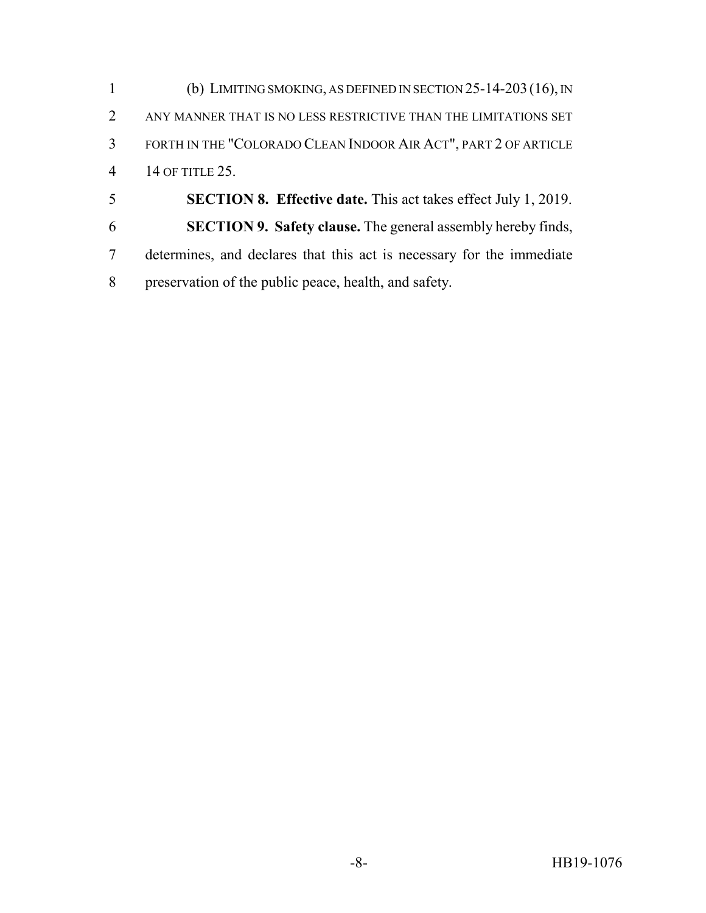(b) LIMITING SMOKING, AS DEFINED IN SECTION 25-14-203 (16), IN ANY MANNER THAT IS NO LESS RESTRICTIVE THAN THE LIMITATIONS SET FORTH IN THE "COLORADO CLEAN INDOOR AIR ACT", PART 2 OF ARTICLE 14 OF TITLE 25.

**SECTION 8. Effective date.** This act takes effect July 1, 2019.

**SECTION 9. Safety clause.** The general assembly hereby finds, determines, and declares that this act is necessary for the immediate preservation of the public peace, health, and safety.